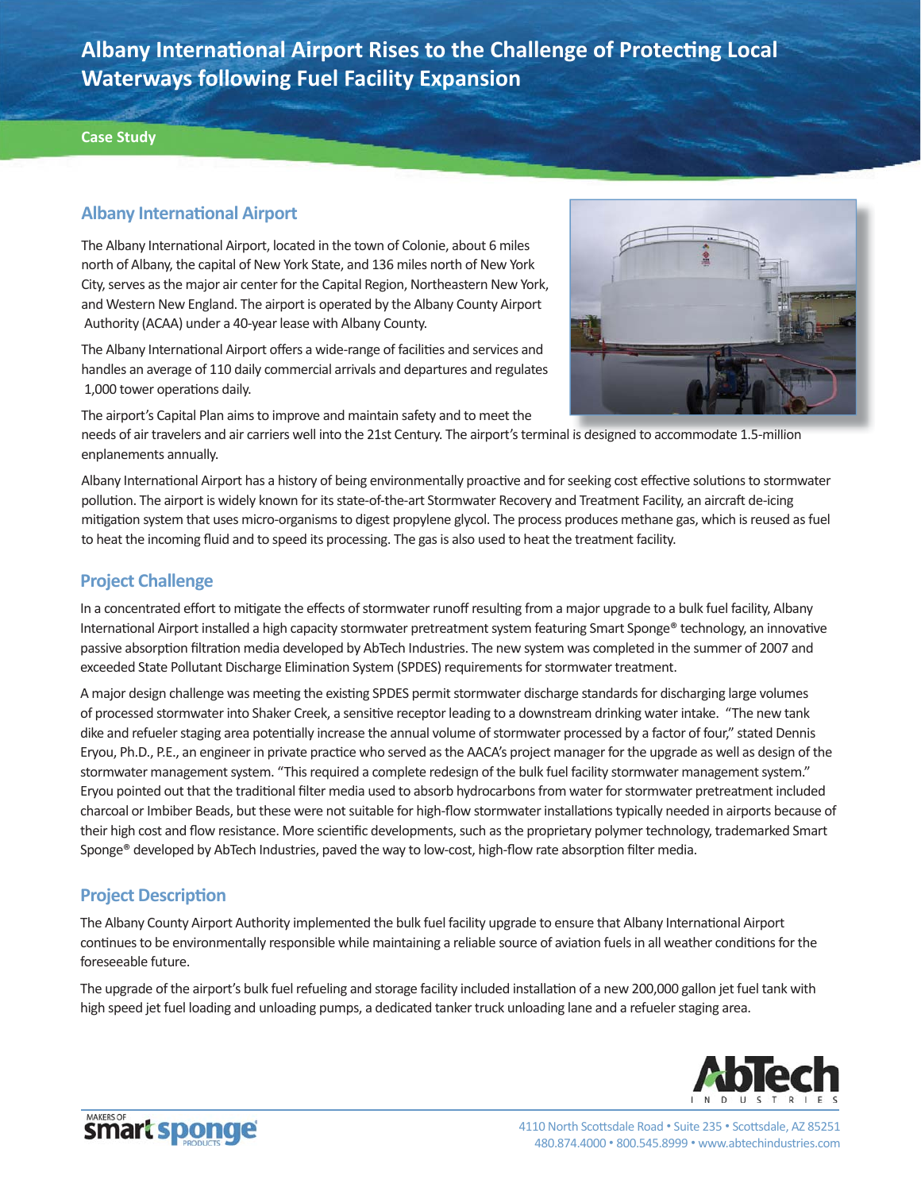# Albany International Airport Rises to the Challenge of Protecting Local Waterways following Fuel Facility Expansion

**Case Study**

## Albany International Airport

The Albany International Airport, located in the town of Colonie, about 6 miles north of Albany, the capital of New York State, and 136 miles north of New York City, serves as the major air center for the Capital Region, Northeastern New York, and Western New England. The airport is operated by the Albany County Airport Authority (ACAA) under a 40-year lease with Albany County.

The Albany International Airport offers a wide-range of facilities and services and handles an average of 110 daily commercial arrivals and departures and regulates 1,000 tower operations daily.

The airport's Capital Plan aims to improve and maintain safety and to meet the needs of air travelers and air carriers well into the 21st Century. The airport's terminal is designed to accommodate 1.5-million enplanements annually.

Albany International Airport has a history of being environmentally proactive and for seeking cost effective solutions to stormwater pollution. The airport is widely known for its state-of-the-art Stormwater Recovery and Treatment Facility, an aircraft de-icing mitigation system that uses micro-organisms to digest propylene glycol. The process produces methane gas, which is reused as fuel to heat the incoming fluid and to speed its processing. The gas is also used to heat the treatment facility.

## Project Challenge

In a concentrated effort to mitigate the effects of stormwater runoff resulting from a major upgrade to a bulk fuel facility, Albany International Airport installed a high capacity stormwater pretreatment system featuring Smart Sponge® technology, an innovative passive absorption filtration media developed by AbTech Industries. The new system was completed in the summer of 2007 and exceeded State Pollutant Discharge Elimination System (SPDES) requirements for stormwater treatment.

A major design challenge was meeting the existing SPDES permit stormwater discharge standards for discharging large volumes of processed stormwater into Shaker Creek, a sensitive receptor leading to a downstream drinking water intake. "The new tank dike and refueler staging area potentially increase the annual volume of stormwater processed by a factor of four," stated Dennis Eryou, Ph.D., P.E., an engineer in private practice who served as the AACA's project manager for the upgrade as well as design of the stormwater management system. "This required a complete redesign of the bulk fuel facility stormwater management system." Eryou pointed out that the traditional filter media used to absorb hydrocarbons from water for stormwater pretreatment included charcoal or Imbiber Beads, but these were not suitable for high-flow stormwater installations typically needed in airports because of their high cost and flow resistance. More scientific developments, such as the proprietary polymer technology, trademarked Smart Sponge® developed by AbTech Industries, paved the way to low-cost, high-flow rate absorption filter media.

## Project Description

The Albany County Airport Authority implemented the bulk fuel facility upgrade to ensure that Albany International Airport continues to be environmentally responsible while maintaining a reliable source of aviation fuels in all weather conditions for the foreseeable future.

The upgrade of the airport's bulk fuel refueling and storage facility included installation of a new 200,000 gallon jet fuel tank with high speed jet fuel loading and unloading pumps, a dedicated tanker truck unloading lane and a refueler staging area.

4110 North Scottsdale Road • Suite 235 • Scottsdale, AZ 85251
480.874.4000 • 800.545.8999 • www.abtechindustries.com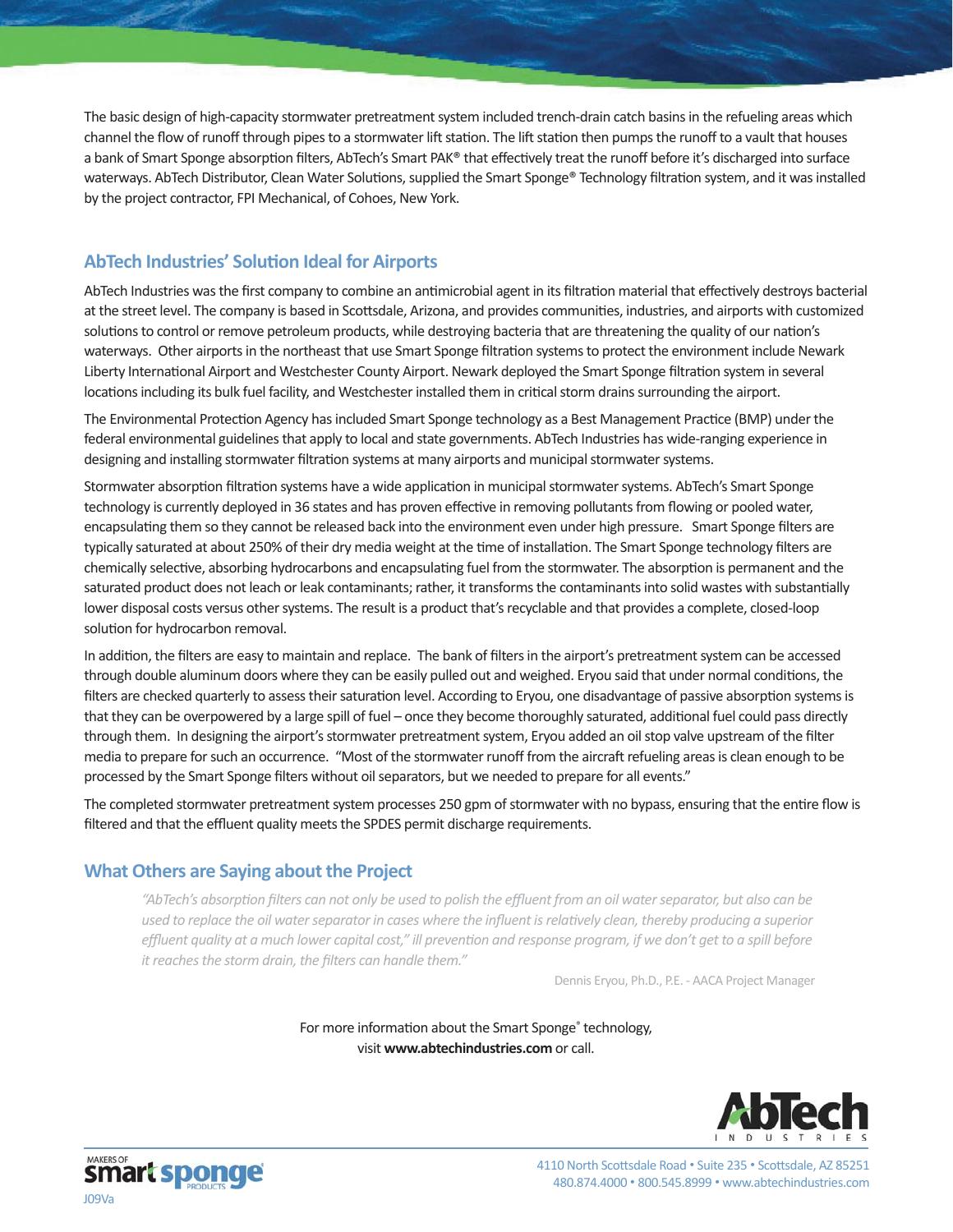The basic design of high-capacity stormwater pretreatment system included trench-drain catch basins in the refueling areas which channel the flow of runoff through pipes to a stormwater lift station. The lift station then pumps the runoff to a vault that houses a bank of Smart Sponge absorption filters, AbTech's Smart PAK® that effectively treat the runoff before it's discharged into surface waterways. AbTech Distributor, Clean Water Solutions, supplied the Smart Sponge® Technology filtration system, and it was installed by the project contractor, FPI Mechanical, of Cohoes, New York.

## AbTech Industries' Solution Ideal for Airports

AbTech Industries was the first company to combine an antimicrobial agent in its filtration material that effectively destroys bacterial at the street level. The company is based in Scottsdale, Arizona, and provides communities, industries, and airports with customized solutions to control or remove petroleum products, while destroying bacteria that are threatening the quality of our nation's waterways. Other airports in the northeast that use Smart Sponge filtration systems to protect the environment include Newark Liberty International Airport and Westchester County Airport. Newark deployed the Smart Sponge filtration system in several locations including its bulk fuel facility, and Westchester installed them in critical storm drains surrounding the airport.

The Environmental Protection Agency has included Smart Sponge technology as a Best Management Practice (BMP) under the federal environmental guidelines that apply to local and state governments. AbTech Industries has wide-ranging experience in designing and installing stormwater filtration systems at many airports and municipal stormwater systems.

Stormwater absorption filtration systems have a wide application in municipal stormwater systems. AbTech's Smart Sponge technology is currently deployed in 36 states and has proven effective in removing pollutants from flowing or pooled water, encapsulating them so they cannot be released back into the environment even under high pressure. Smart Sponge filters are typically saturated at about 250% of their dry media weight at the time of installation. The Smart Sponge technology filters are chemically selective, absorbing hydrocarbons and encapsulating fuel from the stormwater. The absorption is permanent and the saturated product does not leach or leak contaminants; rather, it transforms the contaminants into solid wastes with substantially lower disposal costs versus other systems. The result is a product that's recyclable and that provides a complete, closed-loop solution for hydrocarbon removal.

In addition, the filters are easy to maintain and replace. The bank of filters in the airport's pretreatment system can be accessed through double aluminum doors where they can be easily pulled out and weighed. Eryou said that under normal conditions, the filters are checked quarterly to assess their saturation level. According to Eryou, one disadvantage of passive absorption systems is that they can be overpowered by a large spill of fuel – once they become thoroughly saturated, additional fuel could pass directly through them. In designing the airport's stormwater pretreatment system, Eryou added an oil stop valve upstream of the filter media to prepare for such an occurrence. "Most of the stormwater runoff from the aircraft refueling areas is clean enough to be processed by the Smart Sponge filters without oil separators, but we needed to prepare for all events."

The completed stormwater pretreatment system processes 250 gpm of stormwater with no bypass, ensuring that the entire flow is filtered and that the effluent quality meets the SPDES permit discharge requirements.

## What Others are Saying about the Project

> *"AbTech's absorption filters can not only be used to polish the effluent from an oil water separator, but also can be used to replace the oil water separator in cases where the influent is relatively clean, thereby producing a superior effluent quality at a much lower capital cost," ill prevention and response program, if we don't get to a spill before it reaches the storm drain, the filters can handle them."*
>
> Dennis Eryou, Ph.D., P.E. - AACA Project Manager

For more information about the Smart Sponge® technology,
visit **www.abtechindustries.com** or call.

AbTech INDUSTRIES

MAKERS OF smart sponge PRODUCTS

J09Va

4110 North Scottsdale Road • Suite 235 • Scottsdale, AZ 85251
480.874.4000 • 800.545.8999 • www.abtechindustries.com